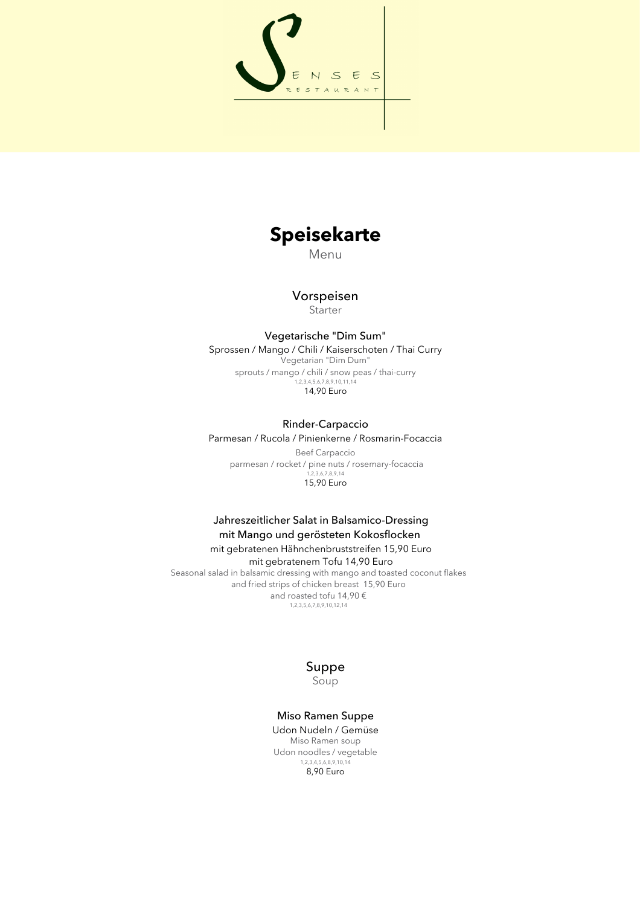SENSES

RESTAURANT

# Speisekarte

Menu

## Vorspeisen

Starter

### Vegetarische "Dim Sum"

Sprossen / Mango / Chili / Kaiserschoten / Thai Curry

Vegetarian "Dim Dum"

sprouts / mango / chili / snow peas / thai-curry

1,2,3,4,5,6,7,8,9,10,11,14

14,90 Euro

### Rinder-Carpaccio

Parmesan / Rucola / Pinienkerne / Rosmarin-Focaccia

Beef Carpaccio

parmesan / rocket / pine nuts / rosemary-focaccia

1,2,3,6,7,8,9,14

15,90 Euro

### Jahreszeitlicher Salat in Balsamico-Dressing mit Mango und gerösteten Kokosflocken

mit gebratenen Hähnchenbruststreifen 15,90 Euro

mit gebratenem Tofu 14,90 Euro

Seasonal salad in balsamic dressing with mango and toasted coconut flakes

and fried strips of chicken breast 15,90 Euro

and roasted tofu 14,90 €

1,2,3,5,6,7,8,9,10,12,14

## Suppe

Soup

### Miso Ramen Suppe

Udon Nudeln / Gemüse

Miso Ramen soup

Udon noodles / vegetable

1,2,3,4,5,6,8,9,10,14

8,90 Euro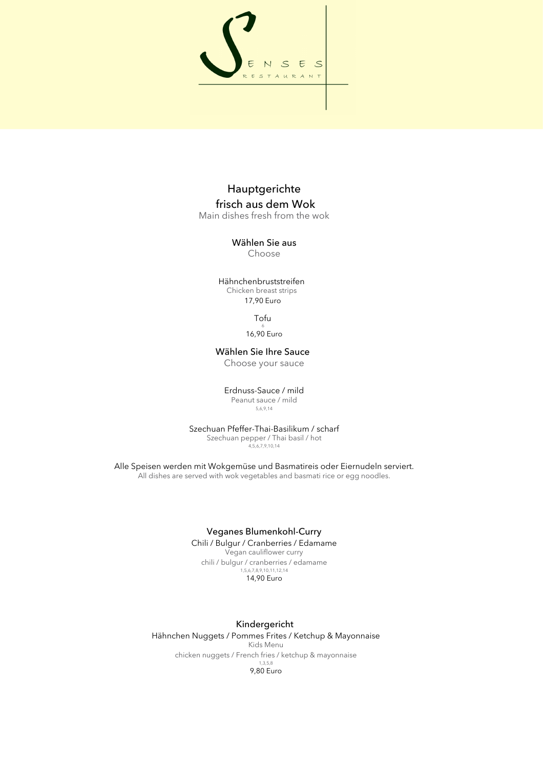Senses Restaurant

## Hauptgerichte frisch aus dem Wok

Main dishes fresh from the wok

### Wählen Sie aus

Choose

Hähnchenbruststreifen
Chicken breast strips
17,90 Euro

Tofu
6
16,90 Euro

### Wählen Sie Ihre Sauce

Choose your sauce

Erdnuss-Sauce / mild
Peanut sauce / mild
5,6,9,14

Szechuan Pfeffer-Thai-Basilikum / scharf
Szechuan pepper / Thai basil / hot
4,5,6,7,9,10,14

Alle Speisen werden mit Wokgemüse und Basmatireis oder Eiernudeln serviert.
All dishes are served with wok vegetables and basmati rice or egg noodles.

### Veganes Blumenkohl-Curry

Chili / Bulgur / Cranberries / Edamame
Vegan cauliflower curry
chili / bulgur / cranberries / edamame
1,5,6,7,8,9,10,11,12,14
14,90 Euro

### Kindergericht

Hähnchen Nuggets / Pommes Frites / Ketchup & Mayonnaise
Kids Menu
chicken nuggets / French fries / ketchup & mayonnaise
1,3,5,8
9,80 Euro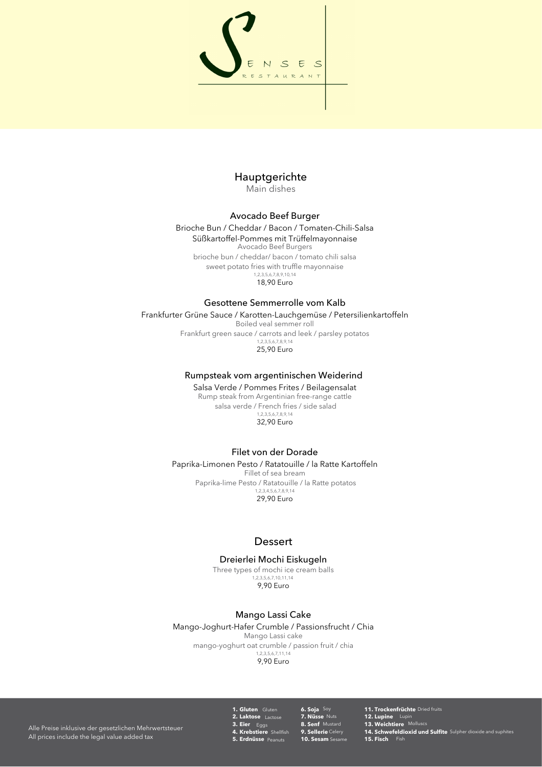SENSES
RESTAURANT

# Hauptgerichte

Main dishes

### Avocado Beef Burger

Brioche Bun / Cheddar / Bacon / Tomaten-Chili-Salsa
Süßkartoffel-Pommes mit Trüffelmayonnaise
Avocado Beef Burgers
brioche bun / cheddar/ bacon / tomato chili salsa
sweet potato fries with truffle mayonnaise
1,2,3,5,6,7,8,9,10,14
18,90 Euro

### Gesottene Semmerrolle vom Kalb

Frankfurter Grüne Sauce / Karotten-Lauchgemüse / Petersilienkartoffeln
Boiled veal semmer roll
Frankfurt green sauce / carrots and leek / parsley potatos
1,2,3,5,6,7,8,9,14
25,90 Euro

### Rumpsteak vom argentinischen Weiderind

Salsa Verde / Pommes Frites / Beilagensalat
Rump steak from Argentinian free-range cattle
salsa verde / French fries / side salad
1,2,3,5,6,7,8,9,14
32,90 Euro

### Filet von der Dorade

Paprika-Limonen Pesto / Ratatouille / la Ratte Kartoffeln
Fillet of sea bream
Paprika-lime Pesto / Ratatouille / la Ratte potatos
1,2,3,4,5,6,7,8,9,14
29,90 Euro

# Dessert

### Dreierlei Mochi Eiskugeln

Three types of mochi ice cream balls
1,2,3,5,6,7,10,11,14
9,90 Euro

### Mango Lassi Cake

Mango-Joghurt-Hafer Crumble / Passionsfrucht / Chia
Mango Lassi cake
mango-yoghurt oat crumble / passion fruit / chia
1,2,3,5,6,7,11,14
9,90 Euro

Alle Preise inklusive der gesetzlichen Mehrwertsteuer
All prices include the legal value added tax

**1. Gluten** Gluten
**2. Laktose** Lactose
**3. Eier** Eggs
**4. Krebstiere** Shellfish
**5. Erdnüsse** Peanuts
**6. Soja** Soy
**7. Nüsse** Nuts
**8. Senf** Mustard
**9. Sellerie** Celery
**10. Sesam** Sesame
**11. Trockenfrüchte** Dried fruits
**12. Lupine** Lupin
**13. Weichtiere** Molluscs
**14. Schwefeldioxid und Sulfite** Sulpher dioxide and suphites
**15. Fisch** Fish